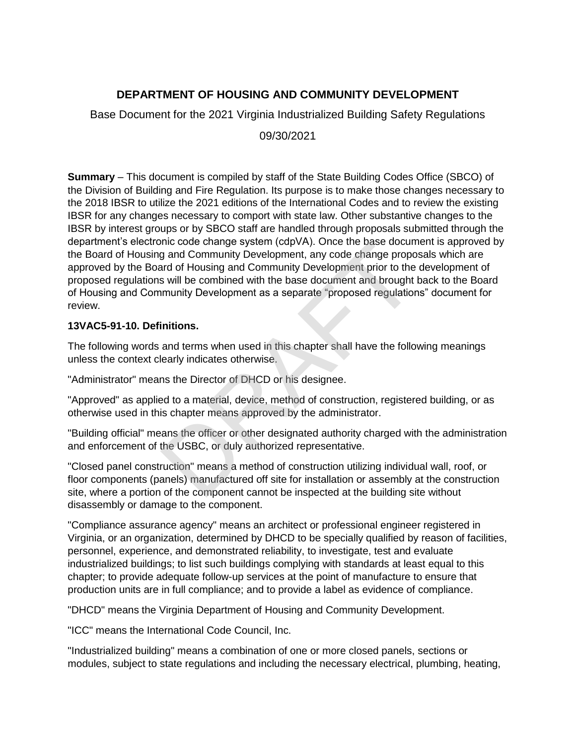**DEPARTMENT OF HOUSING AND COMMUNITY DEVELOPMENT**

Base Document for the 2021 Virginia Industrialized Building Safety Regulations

09/30/2021

**Summary** – This document is compiled by staff of the State Building Codes Office (SBCO) of the Division of Building and Fire Regulation. Its purpose is to make those changes necessary to the 2018 IBSR to utilize the 2021 editions of the International Codes and to review the existing IBSR for any changes necessary to comport with state law. Other substantive changes to the IBSR by interest groups or by SBCO staff are handled through proposals submitted through the department's electronic code change system (cdpVA). Once the base document is approved by the Board of Housing and Community Development, any code change proposals which are approved by the Board of Housing and Community Development prior to the development of proposed regulations will be combined with the base document and brought back to the Board of Housing and Community Development as a separate "proposed regulations" document for review.

**13VAC5-91-10. Definitions.**

The following words and terms when used in this chapter shall have the following meanings unless the context clearly indicates otherwise.

"Administrator" means the Director of DHCD or his designee.

"Approved" as applied to a material, device, method of construction, registered building, or as otherwise used in this chapter means approved by the administrator.

"Building official" means the officer or other designated authority charged with the administration and enforcement of the USBC, or duly authorized representative.

"Closed panel construction" means a method of construction utilizing individual wall, roof, or floor components (panels) manufactured off site for installation or assembly at the construction site, where a portion of the component cannot be inspected at the building site without disassembly or damage to the component.

"Compliance assurance agency" means an architect or professional engineer registered in Virginia, or an organization, determined by DHCD to be specially qualified by reason of facilities, personnel, experience, and demonstrated reliability, to investigate, test and evaluate industrialized buildings; to list such buildings complying with standards at least equal to this chapter; to provide adequate follow-up services at the point of manufacture to ensure that production units are in full compliance; and to provide a label as evidence of compliance.

"DHCD" means the Virginia Department of Housing and Community Development.

"ICC" means the International Code Council, Inc.

"Industrialized building" means a combination of one or more closed panels, sections or modules, subject to state regulations and including the necessary electrical, plumbing, heating,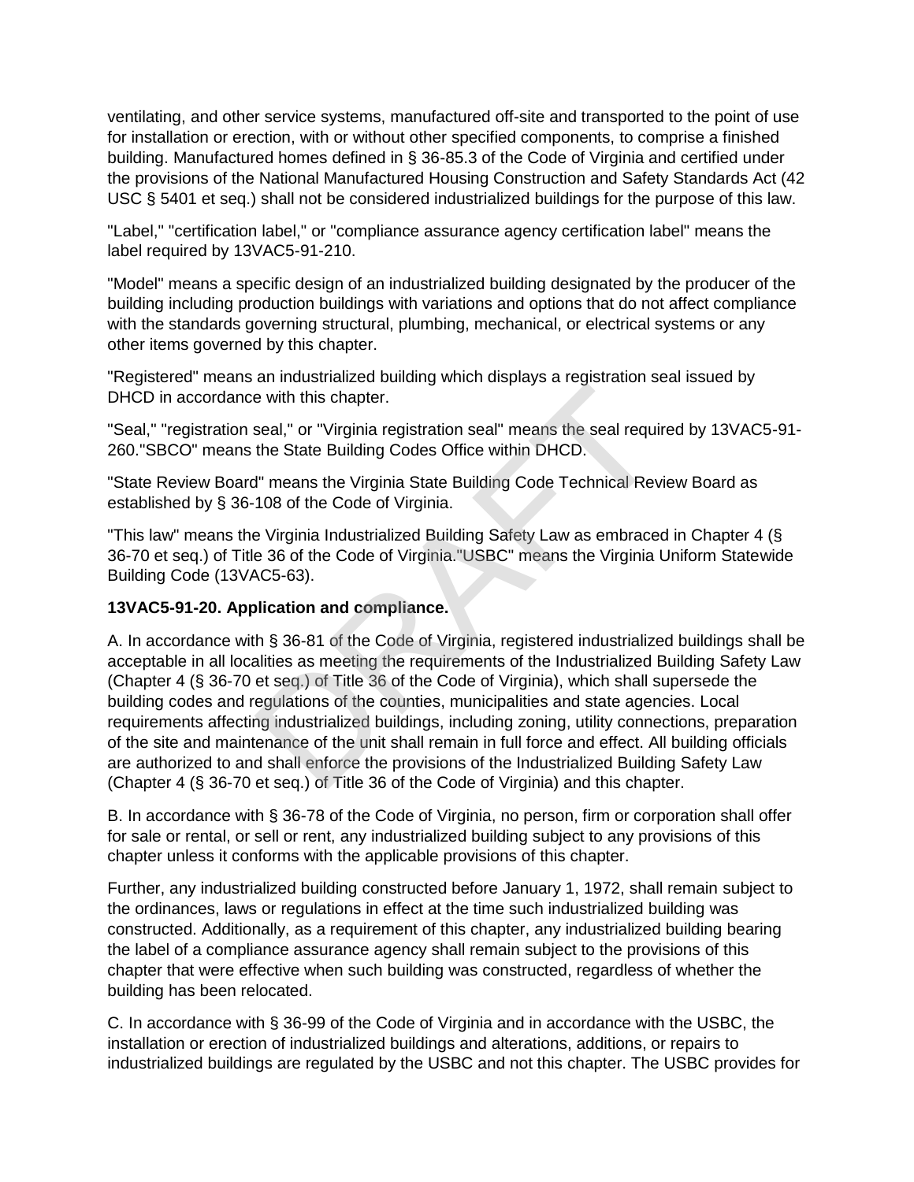ventilating, and other service systems, manufactured off-site and transported to the point of use for installation or erection, with or without other specified components, to comprise a finished building. Manufactured homes defined in § 36-85.3 of the Code of Virginia and certified under the provisions of the National Manufactured Housing Construction and Safety Standards Act (42 USC § 5401 et seq.) shall not be considered industrialized buildings for the purpose of this law.

"Label," "certification label," or "compliance assurance agency certification label" means the label required by 13VAC5-91-210.

"Model" means a specific design of an industrialized building designated by the producer of the building including production buildings with variations and options that do not affect compliance with the standards governing structural, plumbing, mechanical, or electrical systems or any other items governed by this chapter.

"Registered" means an industrialized building which displays a registration seal issued by DHCD in accordance with this chapter.

"Seal," "registration seal," or "Virginia registration seal" means the seal required by 13VAC5-91-260."SBCO" means the State Building Codes Office within DHCD.

"State Review Board" means the Virginia State Building Code Technical Review Board as established by § 36-108 of the Code of Virginia.

"This law" means the Virginia Industrialized Building Safety Law as embraced in Chapter 4 (§ 36-70 et seq.) of Title 36 of the Code of Virginia."USBC" means the Virginia Uniform Statewide Building Code (13VAC5-63).

**13VAC5-91-20. Application and compliance.**

A. In accordance with § 36-81 of the Code of Virginia, registered industrialized buildings shall be acceptable in all localities as meeting the requirements of the Industrialized Building Safety Law (Chapter 4 (§ 36-70 et seq.) of Title 36 of the Code of Virginia), which shall supersede the building codes and regulations of the counties, municipalities and state agencies. Local requirements affecting industrialized buildings, including zoning, utility connections, preparation of the site and maintenance of the unit shall remain in full force and effect. All building officials are authorized to and shall enforce the provisions of the Industrialized Building Safety Law (Chapter 4 (§ 36-70 et seq.) of Title 36 of the Code of Virginia) and this chapter.

B. In accordance with § 36-78 of the Code of Virginia, no person, firm or corporation shall offer for sale or rental, or sell or rent, any industrialized building subject to any provisions of this chapter unless it conforms with the applicable provisions of this chapter.

Further, any industrialized building constructed before January 1, 1972, shall remain subject to the ordinances, laws or regulations in effect at the time such industrialized building was constructed. Additionally, as a requirement of this chapter, any industrialized building bearing the label of a compliance assurance agency shall remain subject to the provisions of this chapter that were effective when such building was constructed, regardless of whether the building has been relocated.

C. In accordance with § 36-99 of the Code of Virginia and in accordance with the USBC, the installation or erection of industrialized buildings and alterations, additions, or repairs to industrialized buildings are regulated by the USBC and not this chapter. The USBC provides for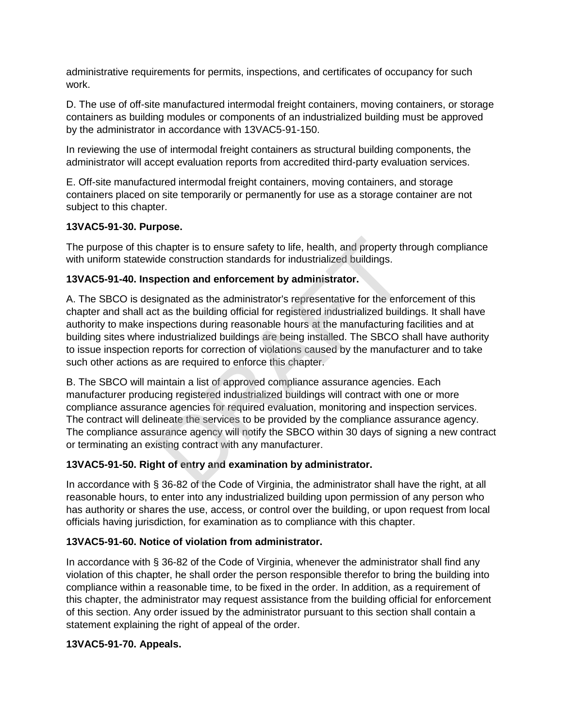administrative requirements for permits, inspections, and certificates of occupancy for such work.

D. The use of off-site manufactured intermodal freight containers, moving containers, or storage containers as building modules or components of an industrialized building must be approved by the administrator in accordance with 13VAC5-91-150.

In reviewing the use of intermodal freight containers as structural building components, the administrator will accept evaluation reports from accredited third-party evaluation services.

E. Off-site manufactured intermodal freight containers, moving containers, and storage containers placed on site temporarily or permanently for use as a storage container are not subject to this chapter.

**13VAC5-91-30. Purpose.**

The purpose of this chapter is to ensure safety to life, health, and property through compliance with uniform statewide construction standards for industrialized buildings.

**13VAC5-91-40. Inspection and enforcement by administrator.**

A. The SBCO is designated as the administrator's representative for the enforcement of this chapter and shall act as the building official for registered industrialized buildings. It shall have authority to make inspections during reasonable hours at the manufacturing facilities and at building sites where industrialized buildings are being installed. The SBCO shall have authority to issue inspection reports for correction of violations caused by the manufacturer and to take such other actions as are required to enforce this chapter.

B. The SBCO will maintain a list of approved compliance assurance agencies. Each manufacturer producing registered industrialized buildings will contract with one or more compliance assurance agencies for required evaluation, monitoring and inspection services. The contract will delineate the services to be provided by the compliance assurance agency. The compliance assurance agency will notify the SBCO within 30 days of signing a new contract or terminating an existing contract with any manufacturer.

**13VAC5-91-50. Right of entry and examination by administrator.**

In accordance with § 36-82 of the Code of Virginia, the administrator shall have the right, at all reasonable hours, to enter into any industrialized building upon permission of any person who has authority or shares the use, access, or control over the building, or upon request from local officials having jurisdiction, for examination as to compliance with this chapter.

**13VAC5-91-60. Notice of violation from administrator.**

In accordance with § 36-82 of the Code of Virginia, whenever the administrator shall find any violation of this chapter, he shall order the person responsible therefor to bring the building into compliance within a reasonable time, to be fixed in the order. In addition, as a requirement of this chapter, the administrator may request assistance from the building official for enforcement of this section. Any order issued by the administrator pursuant to this section shall contain a statement explaining the right of appeal of the order.

**13VAC5-91-70. Appeals.**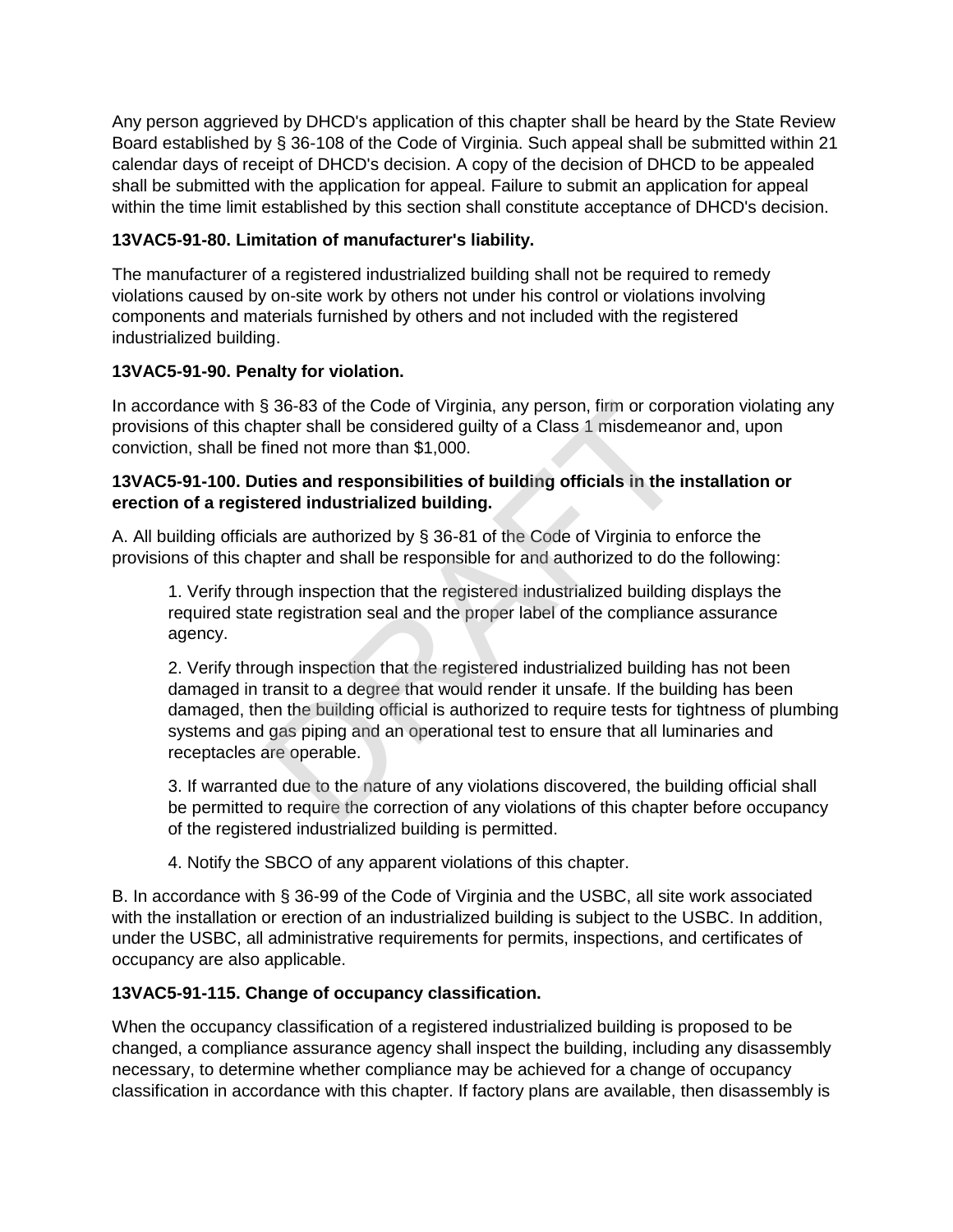Any person aggrieved by DHCD's application of this chapter shall be heard by the State Review Board established by § 36-108 of the Code of Virginia. Such appeal shall be submitted within 21 calendar days of receipt of DHCD's decision. A copy of the decision of DHCD to be appealed shall be submitted with the application for appeal. Failure to submit an application for appeal within the time limit established by this section shall constitute acceptance of DHCD's decision.

**13VAC5-91-80. Limitation of manufacturer's liability.**

The manufacturer of a registered industrialized building shall not be required to remedy violations caused by on-site work by others not under his control or violations involving components and materials furnished by others and not included with the registered industrialized building.

**13VAC5-91-90. Penalty for violation.**

In accordance with § 36-83 of the Code of Virginia, any person, firm or corporation violating any provisions of this chapter shall be considered guilty of a Class 1 misdemeanor and, upon conviction, shall be fined not more than $1,000.

**13VAC5-91-100. Duties and responsibilities of building officials in the installation or erection of a registered industrialized building.**

A. All building officials are authorized by § 36-81 of the Code of Virginia to enforce the provisions of this chapter and shall be responsible for and authorized to do the following:

1. Verify through inspection that the registered industrialized building displays the required state registration seal and the proper label of the compliance assurance agency.

2. Verify through inspection that the registered industrialized building has not been damaged in transit to a degree that would render it unsafe. If the building has been damaged, then the building official is authorized to require tests for tightness of plumbing systems and gas piping and an operational test to ensure that all luminaries and receptacles are operable.

3. If warranted due to the nature of any violations discovered, the building official shall be permitted to require the correction of any violations of this chapter before occupancy of the registered industrialized building is permitted.

4. Notify the SBCO of any apparent violations of this chapter.

B. In accordance with § 36-99 of the Code of Virginia and the USBC, all site work associated with the installation or erection of an industrialized building is subject to the USBC. In addition, under the USBC, all administrative requirements for permits, inspections, and certificates of occupancy are also applicable.

**13VAC5-91-115. Change of occupancy classification.**

When the occupancy classification of a registered industrialized building is proposed to be changed, a compliance assurance agency shall inspect the building, including any disassembly necessary, to determine whether compliance may be achieved for a change of occupancy classification in accordance with this chapter. If factory plans are available, then disassembly is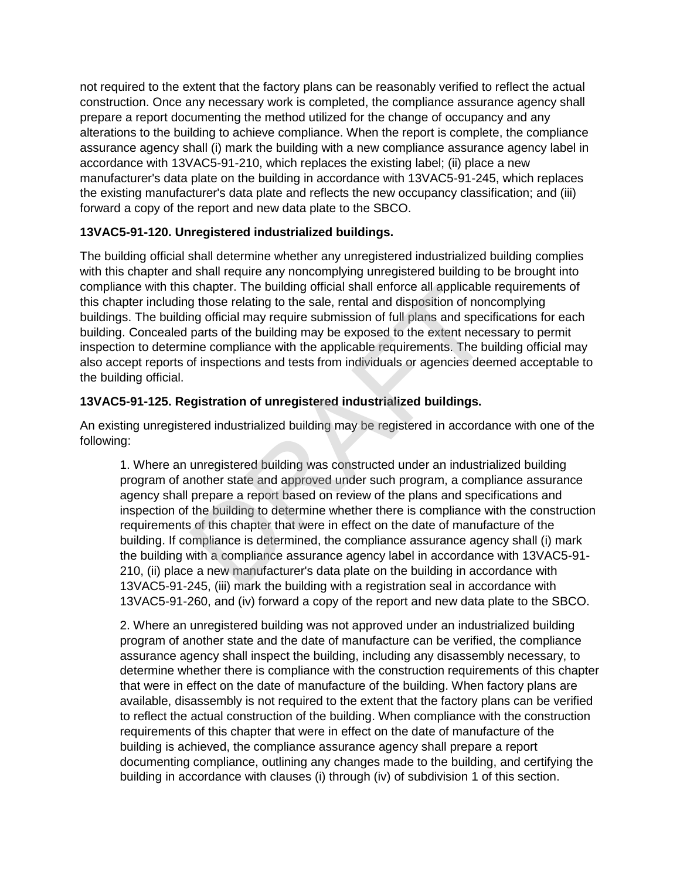not required to the extent that the factory plans can be reasonably verified to reflect the actual construction. Once any necessary work is completed, the compliance assurance agency shall prepare a report documenting the method utilized for the change of occupancy and any alterations to the building to achieve compliance. When the report is complete, the compliance assurance agency shall (i) mark the building with a new compliance assurance agency label in accordance with 13VAC5-91-210, which replaces the existing label; (ii) place a new manufacturer's data plate on the building in accordance with 13VAC5-91-245, which replaces the existing manufacturer's data plate and reflects the new occupancy classification; and (iii) forward a copy of the report and new data plate to the SBCO.

**13VAC5-91-120. Unregistered industrialized buildings.**

The building official shall determine whether any unregistered industrialized building complies with this chapter and shall require any noncomplying unregistered building to be brought into compliance with this chapter. The building official shall enforce all applicable requirements of this chapter including those relating to the sale, rental and disposition of noncomplying buildings. The building official may require submission of full plans and specifications for each building. Concealed parts of the building may be exposed to the extent necessary to permit inspection to determine compliance with the applicable requirements. The building official may also accept reports of inspections and tests from individuals or agencies deemed acceptable to the building official.

**13VAC5-91-125. Registration of unregistered industrialized buildings.**

An existing unregistered industrialized building may be registered in accordance with one of the following:

1. Where an unregistered building was constructed under an industrialized building program of another state and approved under such program, a compliance assurance agency shall prepare a report based on review of the plans and specifications and inspection of the building to determine whether there is compliance with the construction requirements of this chapter that were in effect on the date of manufacture of the building. If compliance is determined, the compliance assurance agency shall (i) mark the building with a compliance assurance agency label in accordance with 13VAC5-91-210, (ii) place a new manufacturer's data plate on the building in accordance with 13VAC5-91-245, (iii) mark the building with a registration seal in accordance with 13VAC5-91-260, and (iv) forward a copy of the report and new data plate to the SBCO.

2. Where an unregistered building was not approved under an industrialized building program of another state and the date of manufacture can be verified, the compliance assurance agency shall inspect the building, including any disassembly necessary, to determine whether there is compliance with the construction requirements of this chapter that were in effect on the date of manufacture of the building. When factory plans are available, disassembly is not required to the extent that the factory plans can be verified to reflect the actual construction of the building. When compliance with the construction requirements of this chapter that were in effect on the date of manufacture of the building is achieved, the compliance assurance agency shall prepare a report documenting compliance, outlining any changes made to the building, and certifying the building in accordance with clauses (i) through (iv) of subdivision 1 of this section.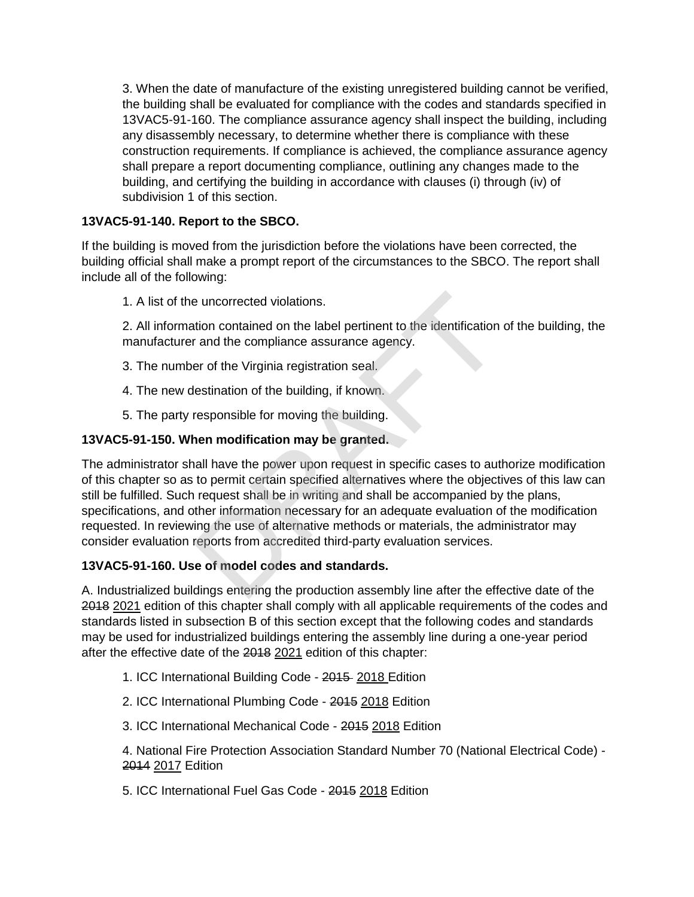3. When the date of manufacture of the existing unregistered building cannot be verified, the building shall be evaluated for compliance with the codes and standards specified in 13VAC5-91-160. The compliance assurance agency shall inspect the building, including any disassembly necessary, to determine whether there is compliance with these construction requirements. If compliance is achieved, the compliance assurance agency shall prepare a report documenting compliance, outlining any changes made to the building, and certifying the building in accordance with clauses (i) through (iv) of subdivision 1 of this section.

**13VAC5-91-140. Report to the SBCO.**

If the building is moved from the jurisdiction before the violations have been corrected, the building official shall make a prompt report of the circumstances to the SBCO. The report shall include all of the following:

1. A list of the uncorrected violations.

2. All information contained on the label pertinent to the identification of the building, the manufacturer and the compliance assurance agency.

3. The number of the Virginia registration seal.

4. The new destination of the building, if known.

5. The party responsible for moving the building.

**13VAC5-91-150. When modification may be granted.**

The administrator shall have the power upon request in specific cases to authorize modification of this chapter so as to permit certain specified alternatives where the objectives of this law can still be fulfilled. Such request shall be in writing and shall be accompanied by the plans, specifications, and other information necessary for an adequate evaluation of the modification requested. In reviewing the use of alternative methods or materials, the administrator may consider evaluation reports from accredited third-party evaluation services.

**13VAC5-91-160. Use of model codes and standards.**

A. Industrialized buildings entering the production assembly line after the effective date of the ~~2018~~ 2021 edition of this chapter shall comply with all applicable requirements of the codes and standards listed in subsection B of this section except that the following codes and standards may be used for industrialized buildings entering the assembly line during a one-year period after the effective date of the ~~2018~~ 2021 edition of this chapter:

1. ICC International Building Code - ~~2015~~ 2018 Edition

2. ICC International Plumbing Code - ~~2015~~ 2018 Edition

3. ICC International Mechanical Code - ~~2015~~ 2018 Edition

4. National Fire Protection Association Standard Number 70 (National Electrical Code) - ~~2014~~ 2017 Edition

5. ICC International Fuel Gas Code - ~~2015~~ 2018 Edition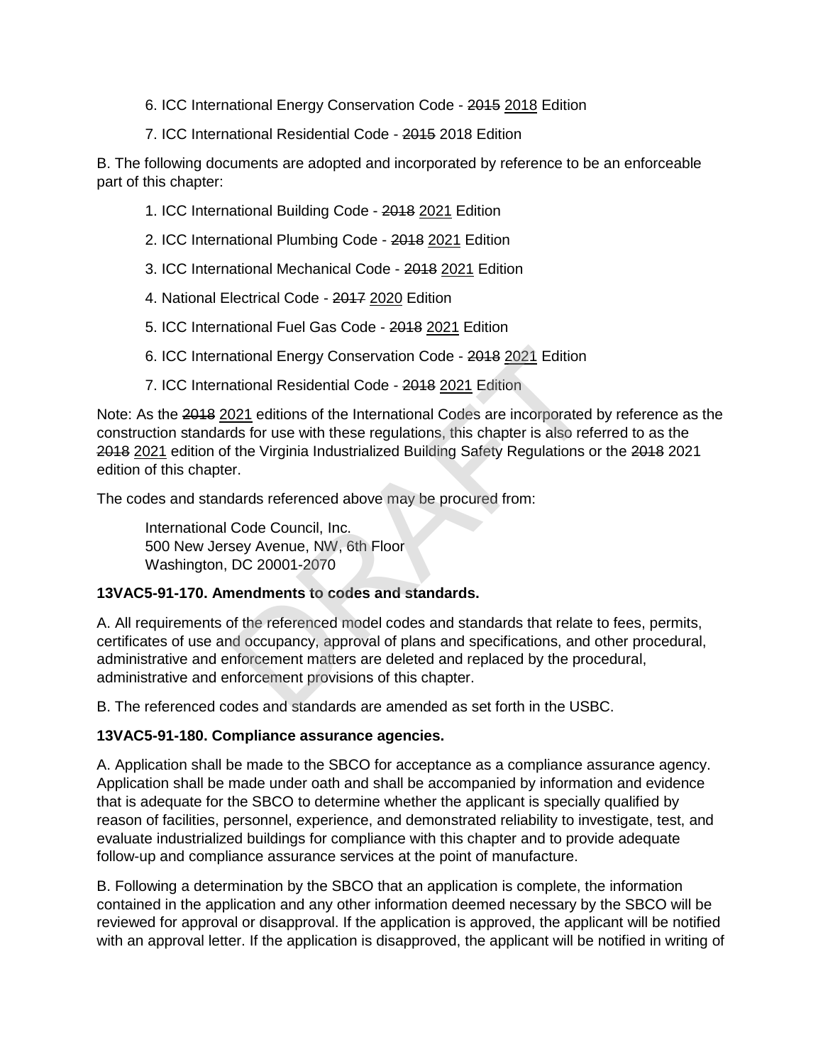6. ICC International Energy Conservation Code - ~~2015~~ <u>2018</u> Edition

7. ICC International Residential Code - ~~2015~~ 2018 Edition

B. The following documents are adopted and incorporated by reference to be an enforceable part of this chapter:

1. ICC International Building Code - ~~2018~~ <u>2021</u> Edition

2. ICC International Plumbing Code - ~~2018~~ <u>2021</u> Edition

3. ICC International Mechanical Code - ~~2018~~ <u>2021</u> Edition

4. National Electrical Code - ~~2017~~ <u>2020</u> Edition

5. ICC International Fuel Gas Code - ~~2018~~ <u>2021</u> Edition

6. ICC International Energy Conservation Code - ~~2018~~ <u>2021</u> Edition

7. ICC International Residential Code - ~~2018~~ <u>2021</u> Edition

Note: As the ~~2018~~ <u>2021</u> editions of the International Codes are incorporated by reference as the construction standards for use with these regulations, this chapter is also referred to as the ~~2018~~ <u>2021</u> edition of the Virginia Industrialized Building Safety Regulations or the ~~2018~~ 2021 edition of this chapter.

The codes and standards referenced above may be procured from:

International Code Council, Inc.
500 New Jersey Avenue, NW, 6th Floor
Washington, DC 20001-2070

**13VAC5-91-170. Amendments to codes and standards.**

A. All requirements of the referenced model codes and standards that relate to fees, permits, certificates of use and occupancy, approval of plans and specifications, and other procedural, administrative and enforcement matters are deleted and replaced by the procedural, administrative and enforcement provisions of this chapter.

B. The referenced codes and standards are amended as set forth in the USBC.

**13VAC5-91-180. Compliance assurance agencies.**

A. Application shall be made to the SBCO for acceptance as a compliance assurance agency. Application shall be made under oath and shall be accompanied by information and evidence that is adequate for the SBCO to determine whether the applicant is specially qualified by reason of facilities, personnel, experience, and demonstrated reliability to investigate, test, and evaluate industrialized buildings for compliance with this chapter and to provide adequate follow-up and compliance assurance services at the point of manufacture.

B. Following a determination by the SBCO that an application is complete, the information contained in the application and any other information deemed necessary by the SBCO will be reviewed for approval or disapproval. If the application is approved, the applicant will be notified with an approval letter. If the application is disapproved, the applicant will be notified in writing of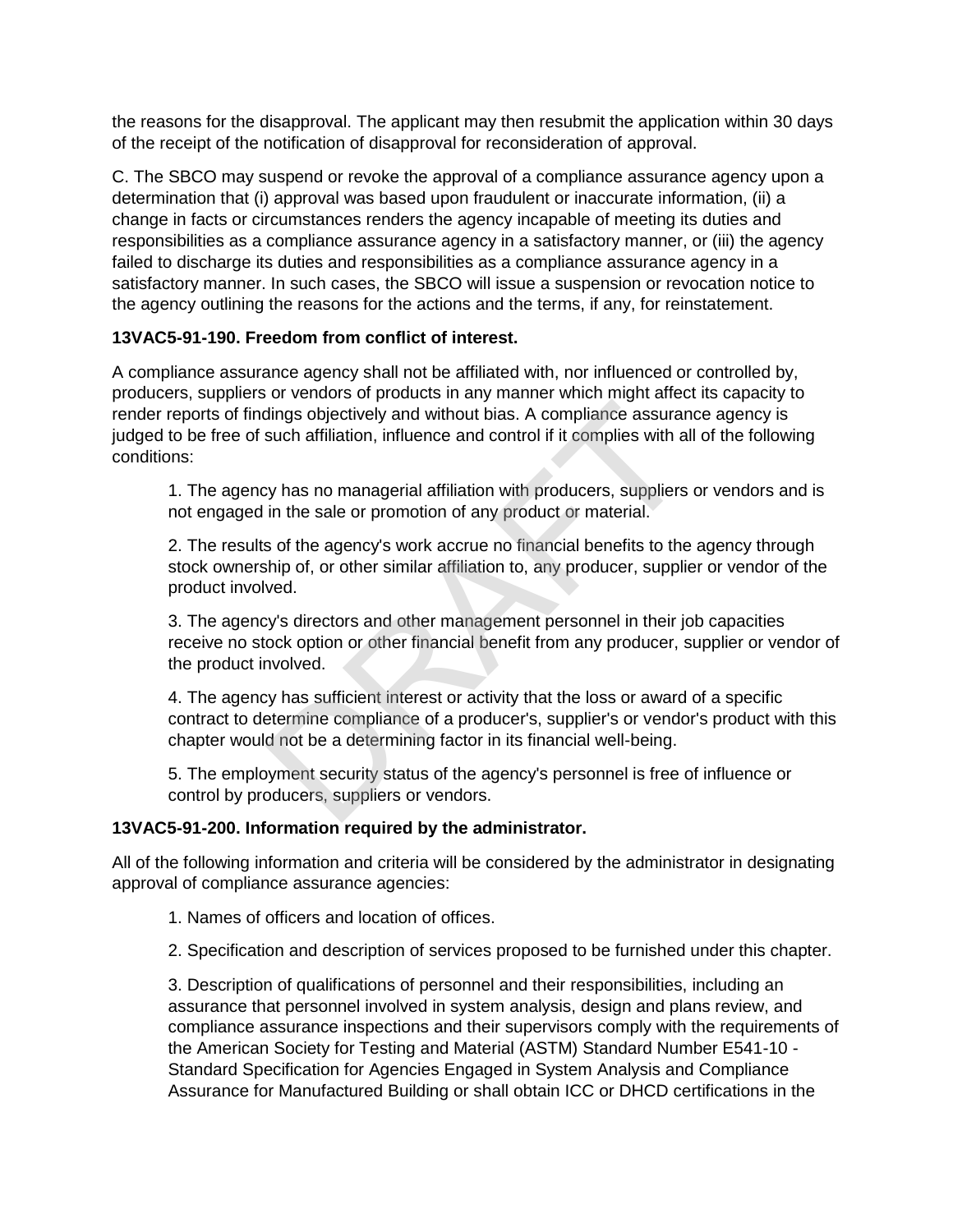the reasons for the disapproval. The applicant may then resubmit the application within 30 days of the receipt of the notification of disapproval for reconsideration of approval.

C. The SBCO may suspend or revoke the approval of a compliance assurance agency upon a determination that (i) approval was based upon fraudulent or inaccurate information, (ii) a change in facts or circumstances renders the agency incapable of meeting its duties and responsibilities as a compliance assurance agency in a satisfactory manner, or (iii) the agency failed to discharge its duties and responsibilities as a compliance assurance agency in a satisfactory manner. In such cases, the SBCO will issue a suspension or revocation notice to the agency outlining the reasons for the actions and the terms, if any, for reinstatement.

**13VAC5-91-190. Freedom from conflict of interest.**

A compliance assurance agency shall not be affiliated with, nor influenced or controlled by, producers, suppliers or vendors of products in any manner which might affect its capacity to render reports of findings objectively and without bias. A compliance assurance agency is judged to be free of such affiliation, influence and control if it complies with all of the following conditions:

1. The agency has no managerial affiliation with producers, suppliers or vendors and is not engaged in the sale or promotion of any product or material.

2. The results of the agency's work accrue no financial benefits to the agency through stock ownership of, or other similar affiliation to, any producer, supplier or vendor of the product involved.

3. The agency's directors and other management personnel in their job capacities receive no stock option or other financial benefit from any producer, supplier or vendor of the product involved.

4. The agency has sufficient interest or activity that the loss or award of a specific contract to determine compliance of a producer's, supplier's or vendor's product with this chapter would not be a determining factor in its financial well-being.

5. The employment security status of the agency's personnel is free of influence or control by producers, suppliers or vendors.

**13VAC5-91-200. Information required by the administrator.**

All of the following information and criteria will be considered by the administrator in designating approval of compliance assurance agencies:

1. Names of officers and location of offices.

2. Specification and description of services proposed to be furnished under this chapter.

3. Description of qualifications of personnel and their responsibilities, including an assurance that personnel involved in system analysis, design and plans review, and compliance assurance inspections and their supervisors comply with the requirements of the American Society for Testing and Material (ASTM) Standard Number E541-10 - Standard Specification for Agencies Engaged in System Analysis and Compliance Assurance for Manufactured Building or shall obtain ICC or DHCD certifications in the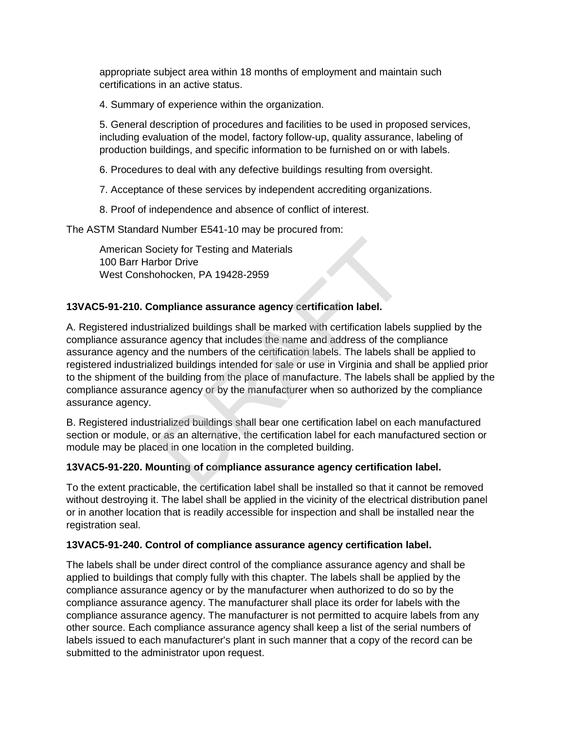appropriate subject area within 18 months of employment and maintain such certifications in an active status.

4. Summary of experience within the organization.

5. General description of procedures and facilities to be used in proposed services, including evaluation of the model, factory follow-up, quality assurance, labeling of production buildings, and specific information to be furnished on or with labels.

6. Procedures to deal with any defective buildings resulting from oversight.

7. Acceptance of these services by independent accrediting organizations.

8. Proof of independence and absence of conflict of interest.

The ASTM Standard Number E541-10 may be procured from:

American Society for Testing and Materials
100 Barr Harbor Drive
West Conshohocken, PA 19428-2959

**13VAC5-91-210. Compliance assurance agency certification label.**

A. Registered industrialized buildings shall be marked with certification labels supplied by the compliance assurance agency that includes the name and address of the compliance assurance agency and the numbers of the certification labels. The labels shall be applied to registered industrialized buildings intended for sale or use in Virginia and shall be applied prior to the shipment of the building from the place of manufacture. The labels shall be applied by the compliance assurance agency or by the manufacturer when so authorized by the compliance assurance agency.

B. Registered industrialized buildings shall bear one certification label on each manufactured section or module, or as an alternative, the certification label for each manufactured section or module may be placed in one location in the completed building.

**13VAC5-91-220. Mounting of compliance assurance agency certification label.**

To the extent practicable, the certification label shall be installed so that it cannot be removed without destroying it. The label shall be applied in the vicinity of the electrical distribution panel or in another location that is readily accessible for inspection and shall be installed near the registration seal.

**13VAC5-91-240. Control of compliance assurance agency certification label.**

The labels shall be under direct control of the compliance assurance agency and shall be applied to buildings that comply fully with this chapter. The labels shall be applied by the compliance assurance agency or by the manufacturer when authorized to do so by the compliance assurance agency. The manufacturer shall place its order for labels with the compliance assurance agency. The manufacturer is not permitted to acquire labels from any other source. Each compliance assurance agency shall keep a list of the serial numbers of labels issued to each manufacturer's plant in such manner that a copy of the record can be submitted to the administrator upon request.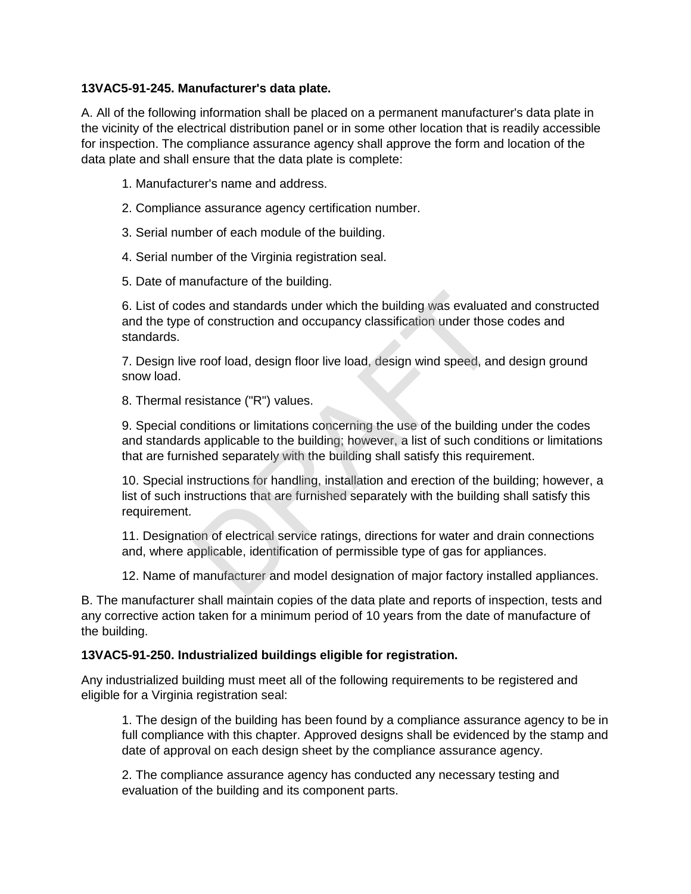**13VAC5-91-245. Manufacturer's data plate.**

A. All of the following information shall be placed on a permanent manufacturer's data plate in the vicinity of the electrical distribution panel or in some other location that is readily accessible for inspection. The compliance assurance agency shall approve the form and location of the data plate and shall ensure that the data plate is complete:

1. Manufacturer's name and address.

2. Compliance assurance agency certification number.

3. Serial number of each module of the building.

4. Serial number of the Virginia registration seal.

5. Date of manufacture of the building.

6. List of codes and standards under which the building was evaluated and constructed and the type of construction and occupancy classification under those codes and standards.

7. Design live roof load, design floor live load, design wind speed, and design ground snow load.

8. Thermal resistance ("R") values.

9. Special conditions or limitations concerning the use of the building under the codes and standards applicable to the building; however, a list of such conditions or limitations that are furnished separately with the building shall satisfy this requirement.

10. Special instructions for handling, installation and erection of the building; however, a list of such instructions that are furnished separately with the building shall satisfy this requirement.

11. Designation of electrical service ratings, directions for water and drain connections and, where applicable, identification of permissible type of gas for appliances.

12. Name of manufacturer and model designation of major factory installed appliances.

B. The manufacturer shall maintain copies of the data plate and reports of inspection, tests and any corrective action taken for a minimum period of 10 years from the date of manufacture of the building.

**13VAC5-91-250. Industrialized buildings eligible for registration.**

Any industrialized building must meet all of the following requirements to be registered and eligible for a Virginia registration seal:

1. The design of the building has been found by a compliance assurance agency to be in full compliance with this chapter. Approved designs shall be evidenced by the stamp and date of approval on each design sheet by the compliance assurance agency.

2. The compliance assurance agency has conducted any necessary testing and evaluation of the building and its component parts.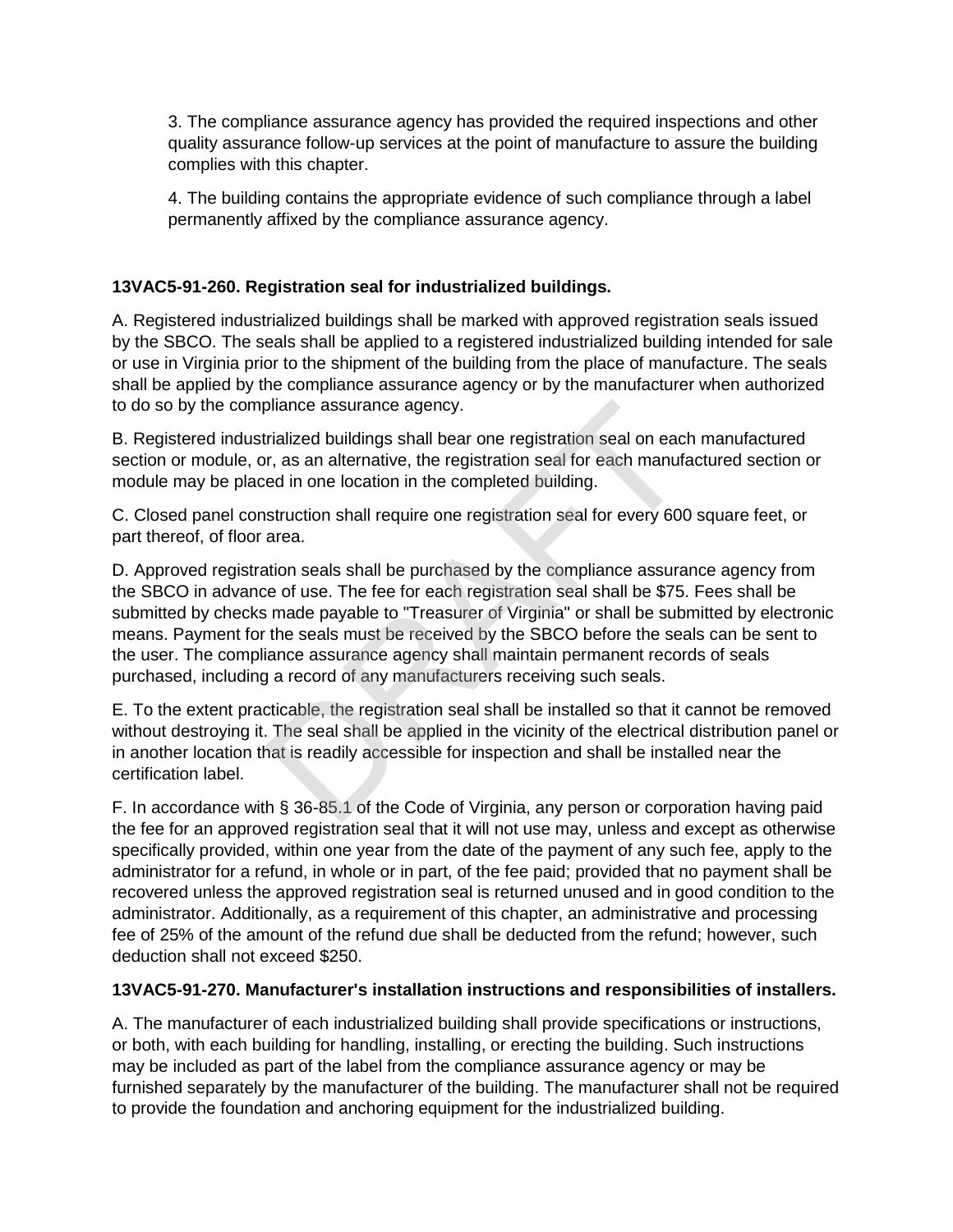3. The compliance assurance agency has provided the required inspections and other quality assurance follow-up services at the point of manufacture to assure the building complies with this chapter.

4. The building contains the appropriate evidence of such compliance through a label permanently affixed by the compliance assurance agency.

**13VAC5-91-260. Registration seal for industrialized buildings.**

A. Registered industrialized buildings shall be marked with approved registration seals issued by the SBCO. The seals shall be applied to a registered industrialized building intended for sale or use in Virginia prior to the shipment of the building from the place of manufacture. The seals shall be applied by the compliance assurance agency or by the manufacturer when authorized to do so by the compliance assurance agency.

B. Registered industrialized buildings shall bear one registration seal on each manufactured section or module, or, as an alternative, the registration seal for each manufactured section or module may be placed in one location in the completed building.

C. Closed panel construction shall require one registration seal for every 600 square feet, or part thereof, of floor area.

D. Approved registration seals shall be purchased by the compliance assurance agency from the SBCO in advance of use. The fee for each registration seal shall be $75. Fees shall be submitted by checks made payable to "Treasurer of Virginia" or shall be submitted by electronic means. Payment for the seals must be received by the SBCO before the seals can be sent to the user. The compliance assurance agency shall maintain permanent records of seals purchased, including a record of any manufacturers receiving such seals.

E. To the extent practicable, the registration seal shall be installed so that it cannot be removed without destroying it. The seal shall be applied in the vicinity of the electrical distribution panel or in another location that is readily accessible for inspection and shall be installed near the certification label.

F. In accordance with § 36-85.1 of the Code of Virginia, any person or corporation having paid the fee for an approved registration seal that it will not use may, unless and except as otherwise specifically provided, within one year from the date of the payment of any such fee, apply to the administrator for a refund, in whole or in part, of the fee paid; provided that no payment shall be recovered unless the approved registration seal is returned unused and in good condition to the administrator. Additionally, as a requirement of this chapter, an administrative and processing fee of 25% of the amount of the refund due shall be deducted from the refund; however, such deduction shall not exceed $250.

**13VAC5-91-270. Manufacturer's installation instructions and responsibilities of installers.**

A. The manufacturer of each industrialized building shall provide specifications or instructions, or both, with each building for handling, installing, or erecting the building. Such instructions may be included as part of the label from the compliance assurance agency or may be furnished separately by the manufacturer of the building. The manufacturer shall not be required to provide the foundation and anchoring equipment for the industrialized building.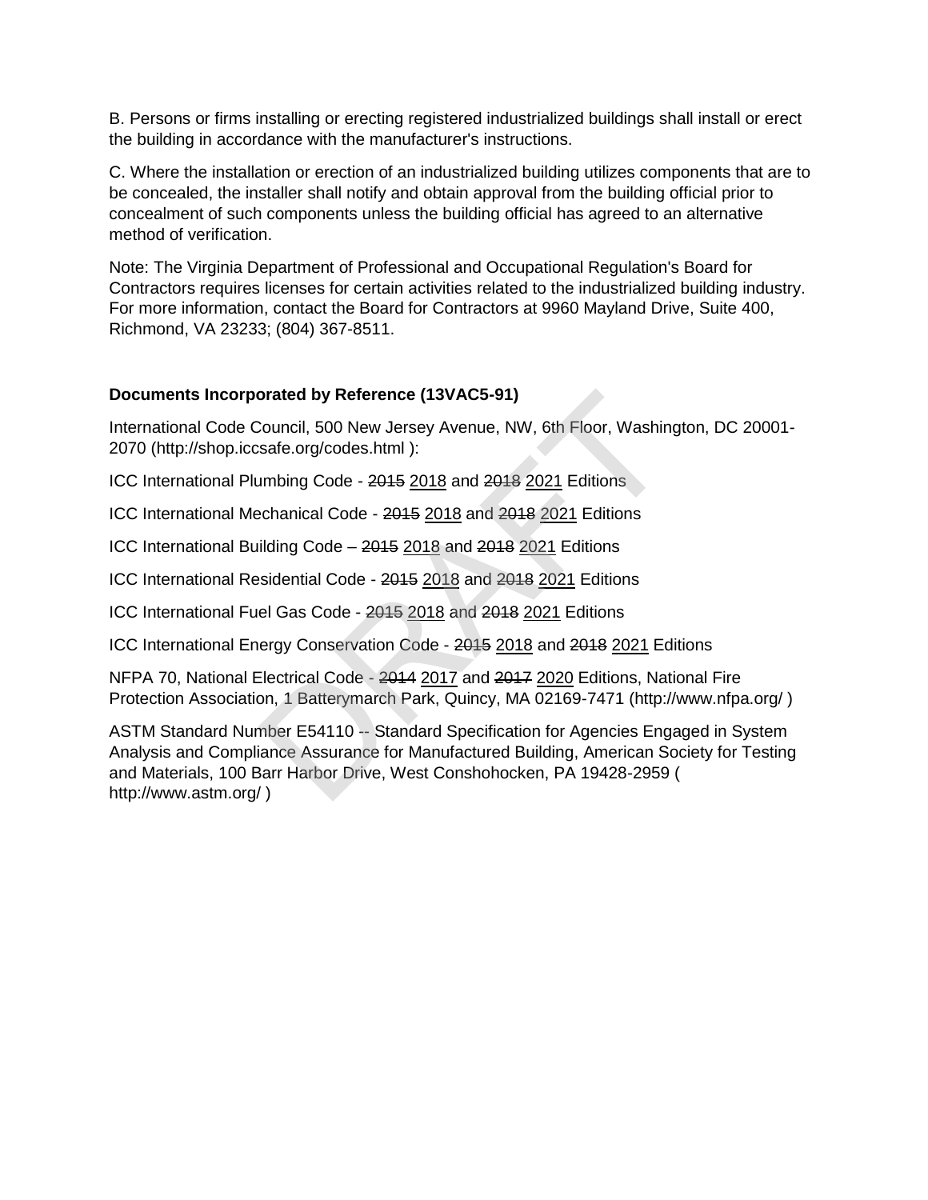B. Persons or firms installing or erecting registered industrialized buildings shall install or erect the building in accordance with the manufacturer's instructions.

C. Where the installation or erection of an industrialized building utilizes components that are to be concealed, the installer shall notify and obtain approval from the building official prior to concealment of such components unless the building official has agreed to an alternative method of verification.

Note: The Virginia Department of Professional and Occupational Regulation's Board for Contractors requires licenses for certain activities related to the industrialized building industry. For more information, contact the Board for Contractors at 9960 Mayland Drive, Suite 400, Richmond, VA 23233; (804) 367-8511.

**Documents Incorporated by Reference (13VAC5-91)**

International Code Council, 500 New Jersey Avenue, NW, 6th Floor, Washington, DC 20001-2070 (http://shop.iccsafe.org/codes.html ):

ICC International Plumbing Code - ~~2015~~ <u>2018</u> and ~~2018~~ <u>2021</u> Editions

ICC International Mechanical Code - ~~2015~~ <u>2018</u> and ~~2018~~ <u>2021</u> Editions

ICC International Building Code – ~~2015~~ <u>2018</u> and ~~2018~~ <u>2021</u> Editions

ICC International Residential Code - ~~2015~~ <u>2018</u> and ~~2018~~ <u>2021</u> Editions

ICC International Fuel Gas Code - ~~2015~~ <u>2018</u> and ~~2018~~ <u>2021</u> Editions

ICC International Energy Conservation Code - ~~2015~~ <u>2018</u> and ~~2018~~ <u>2021</u> Editions

NFPA 70, National Electrical Code - ~~2014~~ <u>2017</u> and ~~2017~~ <u>2020</u> Editions, National Fire Protection Association, 1 Batterymarch Park, Quincy, MA 02169-7471 (http://www.nfpa.org/ )

ASTM Standard Number E54110 -- Standard Specification for Agencies Engaged in System Analysis and Compliance Assurance for Manufactured Building, American Society for Testing and Materials, 100 Barr Harbor Drive, West Conshohocken, PA 19428-2959 ( http://www.astm.org/ )